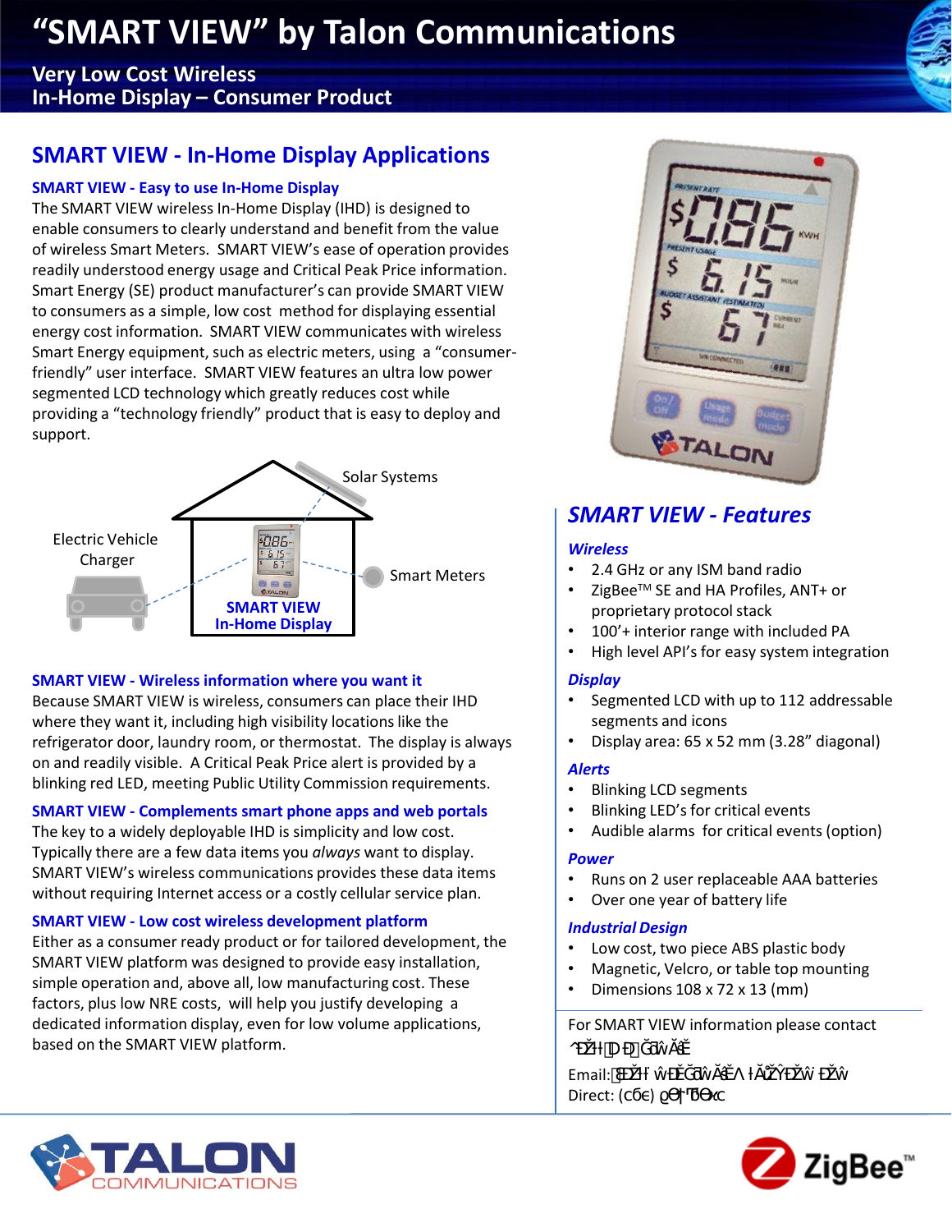# "SMART VIEW" by Talon Communications

**Very Low Cost Wireless**
**In-Home Display – Consumer Product**

## SMART VIEW - In-Home Display Applications

### SMART VIEW - Easy to use In-Home Display

The SMART VIEW wireless In-Home Display (IHD) is designed to enable consumers to clearly understand and benefit from the value of wireless Smart Meters. SMART VIEW's ease of operation provides readily understood energy usage and Critical Peak Price information. Smart Energy (SE) product manufacturer's can provide SMART VIEW to consumers as a simple, low cost method for displaying essential energy cost information. SMART VIEW communicates with wireless Smart Energy equipment, such as electric meters, using a "consumer-friendly" user interface. SMART VIEW features an ultra low power segmented LCD technology which greatly reduces cost while providing a "technology friendly" product that is easy to deploy and support.

Solar Systems

Electric Vehicle Charger

Smart Meters

SMART VIEW In-Home Display

### SMART VIEW - Wireless information where you want it

Because SMART VIEW is wireless, consumers can place their IHD where they want it, including high visibility locations like the refrigerator door, laundry room, or thermostat. The display is always on and readily visible. A Critical Peak Price alert is provided by a blinking red LED, meeting Public Utility Commission requirements.

### SMART VIEW - Complements smart phone apps and web portals

The key to a widely deployable IHD is simplicity and low cost. Typically there are a few data items you *always* want to display. SMART VIEW's wireless communications provides these data items without requiring Internet access or a costly cellular service plan.

### SMART VIEW - Low cost wireless development platform

Either as a consumer ready product or for tailored development, the SMART VIEW platform was designed to provide easy installation, simple operation and, above all, low manufacturing cost. These factors, plus low NRE costs, will help you justify developing a dedicated information display, even for low volume applications, based on the SMART VIEW platform.

## *SMART VIEW - Features*

### *Wireless*

- 2.4 GHz or any ISM band radio
- ZigBee™ SE and HA Profiles, ANT+ or proprietary protocol stack
- 100'+ interior range with included PA
- High level API's for easy system integration

### *Display*

- Segmented LCD with up to 112 addressable segments and icons
- Display area: 65 x 52 mm (3.28" diagonal)

### *Alerts*

- Blinking LCD segments
- Blinking LED's for critical events
- Audible alarms for critical events (option)

### *Power*

- Runs on 2 user replaceable AAA batteries
- Over one year of battery life

### *Industrial Design*

- Low cost, two piece ABS plastic body
- Magnetic, Velcro, or table top mounting
- Dimensions 108 x 72 x 13 (mm)

For SMART VIEW information please contact

Email:

Direct:

TALON COMMUNICATIONS

ZigBee™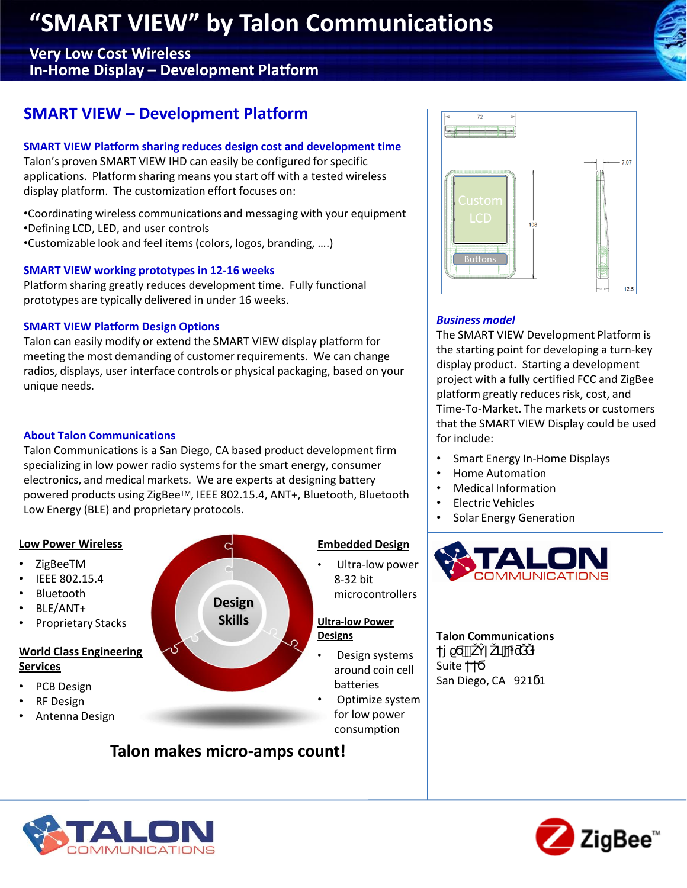# "SMART VIEW" by Talon Communications

**Very Low Cost Wireless**
**In-Home Display – Development Platform**

## SMART VIEW – Development Platform

### SMART VIEW Platform sharing reduces design cost and development time

Talon's proven SMART VIEW IHD can easily be configured for specific applications. Platform sharing means you start off with a tested wireless display platform. The customization effort focuses on:

•Coordinating wireless communications and messaging with your equipment
•Defining LCD, LED, and user controls
•Customizable look and feel items (colors, logos, branding, ….)

### SMART VIEW working prototypes in 12-16 weeks

Platform sharing greatly reduces development time. Fully functional prototypes are typically delivered in under 16 weeks.

### SMART VIEW Platform Design Options

Talon can easily modify or extend the SMART VIEW display platform for meeting the most demanding of customer requirements. We can change radios, displays, user interface controls or physical packaging, based on your unique needs.

72
7.07
Custom LCD
108
Buttons
12.5

### *Business model*

The SMART VIEW Development Platform is the starting point for developing a turn-key display product. Starting a development project with a fully certified FCC and ZigBee platform greatly reduces risk, cost, and Time-To-Market. The markets or customers that the SMART VIEW Display could be used for include:

- Smart Energy In-Home Displays
- Home Automation
- Medical Information
- Electric Vehicles
- Solar Energy Generation

### About Talon Communications

Talon Communications is a San Diego, CA based product development firm specializing in low power radio systems for the smart energy, consumer electronics, and medical markets. We are experts at designing battery powered products using ZigBee™, IEEE 802.15.4, ANT+, Bluetooth, Bluetooth Low Energy (BLE) and proprietary protocols.

**Low Power Wireless**

- ZigBeeTM
- IEEE 802.15.4
- Bluetooth
- BLE/ANT+
- Proprietary Stacks

**World Class Engineering Services**

- PCB Design
- RF Design
- Antenna Design

Design Skills

**Embedded Design**

- Ultra-low power 8-32 bit microcontrollers

**Ultra-low Power Designs**

- Design systems around coin cell batteries
- Optimize system for low power consumption

**Talon makes micro-amps count!**

TALON COMMUNICATIONS

**Talon Communications**
Suite
San Diego, CA 921

TALON COMMUNICATIONS

ZigBee™